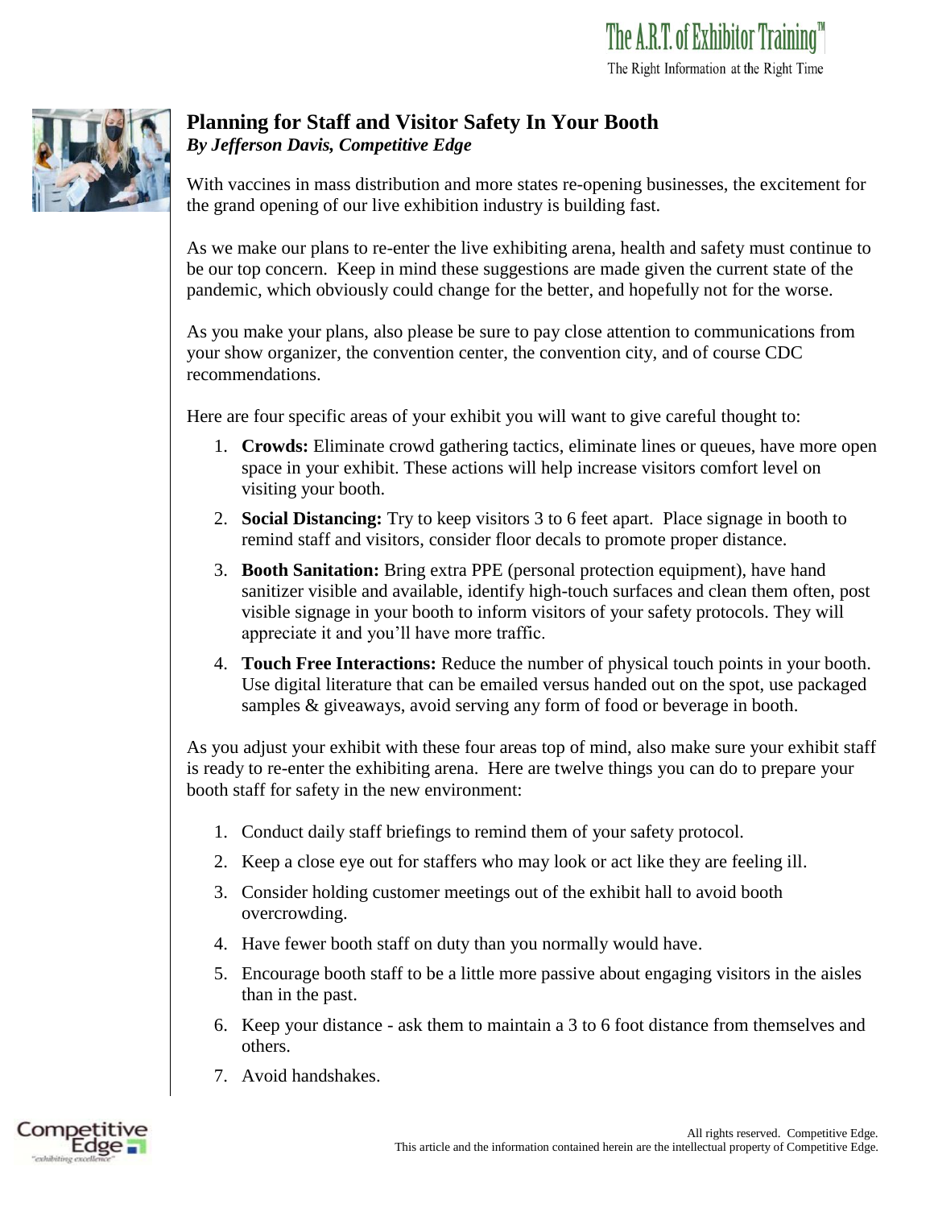# Planning for Staff and Visitor Safety In Your Booth

*By Jefferson Davis, Competitive Edge*

With vaccines in mass distribution and more states re-opening businesses, the excitement for the grand opening of our live exhibition industry is building fast.

As we make our plans to re-enter the live exhibiting arena, health and safety must continue to be our top concern. Keep in mind these suggestions are made given the current state of the pandemic, which obviously could change for the better, and hopefully not for the worse.

As you make your plans, also please be sure to pay close attention to communications from your show organizer, the convention center, the convention city, and of course CDC recommendations.

Here are four specific areas of your exhibit you will want to give careful thought to:

1. **Crowds:** Eliminate crowd gathering tactics, eliminate lines or queues, have more open space in your exhibit. These actions will help increase visitors comfort level on visiting your booth.
2. **Social Distancing:** Try to keep visitors 3 to 6 feet apart. Place signage in booth to remind staff and visitors, consider floor decals to promote proper distance.
3. **Booth Sanitation:** Bring extra PPE (personal protection equipment), have hand sanitizer visible and available, identify high-touch surfaces and clean them often, post visible signage in your booth to inform visitors of your safety protocols. They will appreciate it and you'll have more traffic.
4. **Touch Free Interactions:** Reduce the number of physical touch points in your booth. Use digital literature that can be emailed versus handed out on the spot, use packaged samples & giveaways, avoid serving any form of food or beverage in booth.

As you adjust your exhibit with these four areas top of mind, also make sure your exhibit staff is ready to re-enter the exhibiting arena. Here are twelve things you can do to prepare your booth staff for safety in the new environment:

1. Conduct daily staff briefings to remind them of your safety protocol.
2. Keep a close eye out for staffers who may look or act like they are feeling ill.
3. Consider holding customer meetings out of the exhibit hall to avoid booth overcrowding.
4. Have fewer booth staff on duty than you normally would have.
5. Encourage booth staff to be a little more passive about engaging visitors in the aisles than in the past.
6. Keep your distance - ask them to maintain a 3 to 6 foot distance from themselves and others.
7. Avoid handshakes.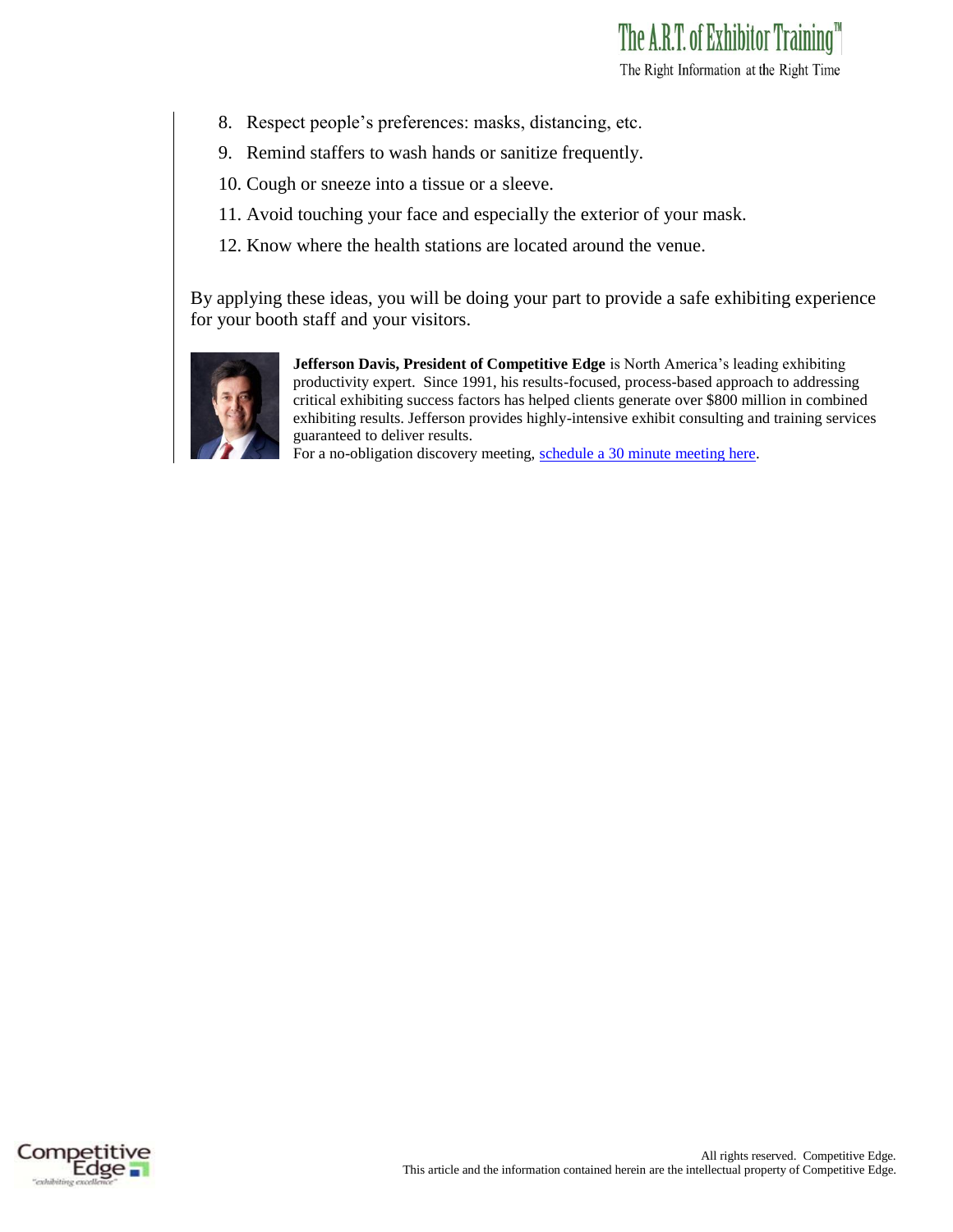8. Respect people's preferences: masks, distancing, etc.
9. Remind staffers to wash hands or sanitize frequently.
10. Cough or sneeze into a tissue or a sleeve.
11. Avoid touching your face and especially the exterior of your mask.
12. Know where the health stations are located around the venue.

By applying these ideas, you will be doing your part to provide a safe exhibiting experience for your booth staff and your visitors.

**Jefferson Davis, President of Competitive Edge** is North America's leading exhibiting productivity expert. Since 1991, his results-focused, process-based approach to addressing critical exhibiting success factors has helped clients generate over $800 million in combined exhibiting results. Jefferson provides highly-intensive exhibit consulting and training services guaranteed to deliver results.
For a no-obligation discovery meeting, schedule a 30 minute meeting here.

All rights reserved. Competitive Edge.
This article and the information contained herein are the intellectual property of Competitive Edge.